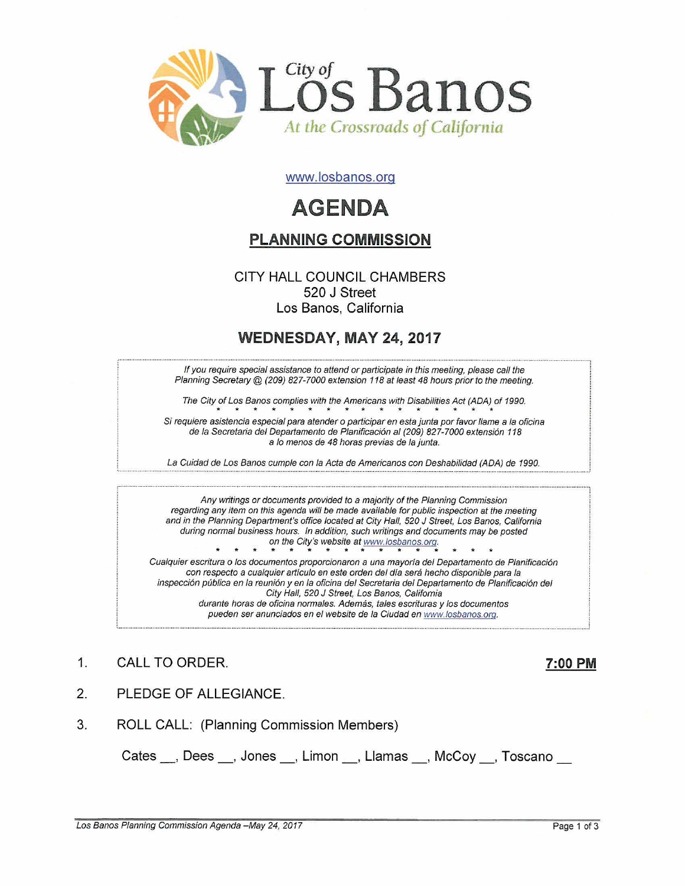City of
# Los Banos
*At the Crossroads of California*

www.losbanos.org

# AGENDA

## PLANNING COMMISSION

CITY HALL COUNCIL CHAMBERS
520 J Street
Los Banos, California

## WEDNESDAY, MAY 24, 2017

*If you require special assistance to attend or participate in this meeting, please call the Planning Secretary @ (209) 827-7000 extension 118 at least 48 hours prior to the meeting.*

*The City of Los Banos complies with the Americans with Disabilities Act (ADA) of 1990.*

\* \* \* \* \* \* \* \* \* \* \* \* \* \* \* \* \* \* \* \* \*

*Si requiere asistencia especial para atender o participar en esta junta por favor llame a la oficina de la Secretaria del Departamento de Planificación al (209) 827-7000 extensión 118 a lo menos de 48 horas previas de la junta.*

*La Cuidad de Los Banos cumple con la Acta de Americanos con Deshabilidad (ADA) de 1990.*

*Any writings or documents provided to a majority of the Planning Commission regarding any item on this agenda will be made available for public inspection at the meeting and in the Planning Department's office located at City Hall, 520 J Street, Los Banos, California during normal business hours. In addition, such writings and documents may be posted on the City's website at www.losbanos.org.*

\* \* \* \* \* \* \* \* \* \* \* \* \* \* \* \* \* \* \* \* \*

*Cualquier escritura o los documentos proporcionaron a una mayoría del Departamento de Planificación con respecto a cualquier artículo en este orden del día será hecho disponible para la inspección pública en la reunión y en la oficina del Secretaria del Departamento de Planificación del City Hall, 520 J Street, Los Banos, California durante horas de oficina normales. Además, tales escrituras y los documentos pueden ser anunciados en el website de la Ciudad en www.losbanos.org.*

1. CALL TO ORDER. **7:00 PM**

2. PLEDGE OF ALLEGIANCE.

3. ROLL CALL: (Planning Commission Members)

   Cates __, Dees __, Jones __, Limon __, Llamas __, McCoy __, Toscano __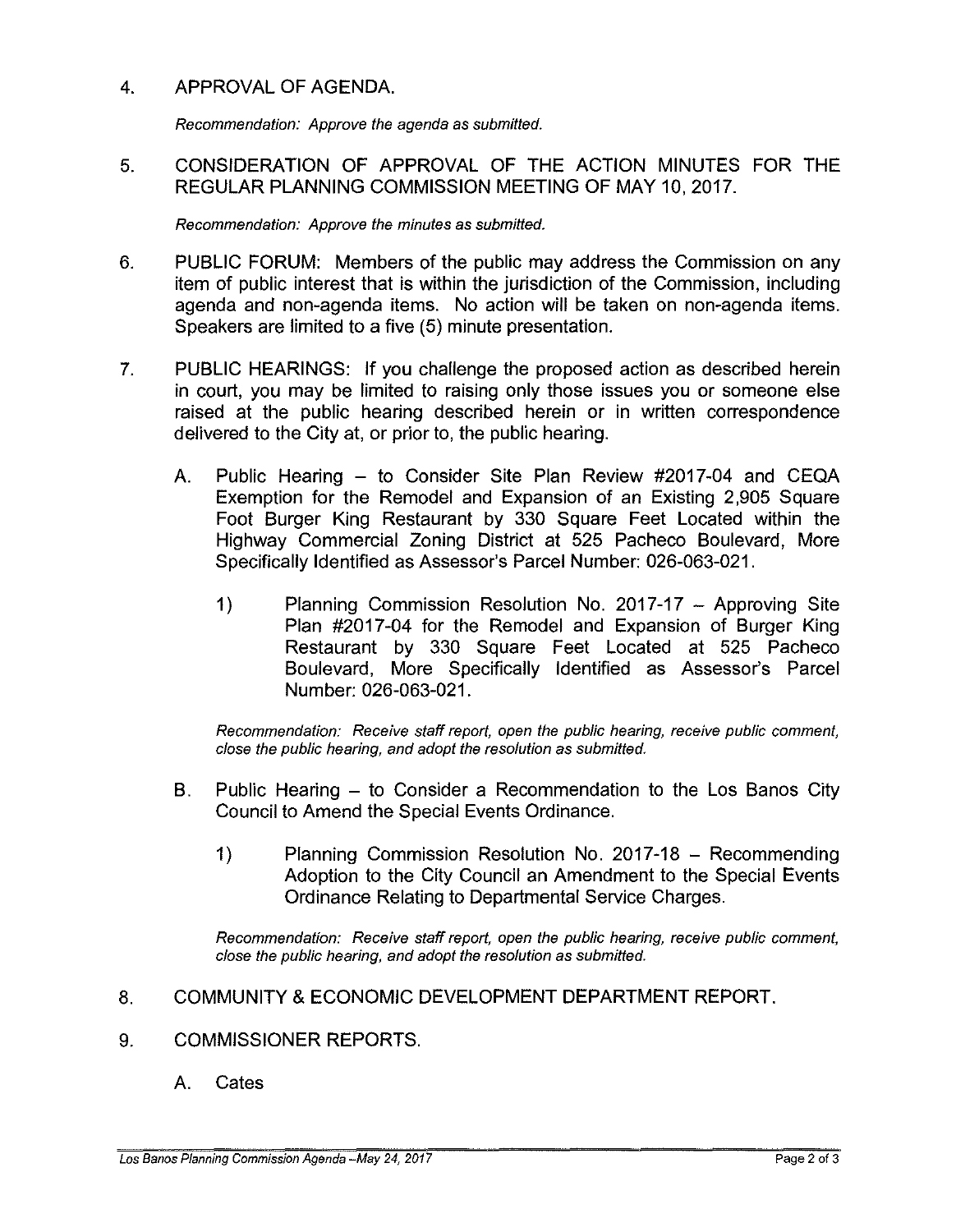4. APPROVAL OF AGENDA.

   *Recommendation: Approve the agenda as submitted.*

5. CONSIDERATION OF APPROVAL OF THE ACTION MINUTES FOR THE REGULAR PLANNING COMMISSION MEETING OF MAY 10, 2017.

   *Recommendation: Approve the minutes as submitted.*

6. PUBLIC FORUM: Members of the public may address the Commission on any item of public interest that is within the jurisdiction of the Commission, including agenda and non-agenda items. No action will be taken on non-agenda items. Speakers are limited to a five (5) minute presentation.

7. PUBLIC HEARINGS: If you challenge the proposed action as described herein in court, you may be limited to raising only those issues you or someone else raised at the public hearing described herein or in written correspondence delivered to the City at, or prior to, the public hearing.

   A. Public Hearing – to Consider Site Plan Review #2017-04 and CEQA Exemption for the Remodel and Expansion of an Existing 2,905 Square Foot Burger King Restaurant by 330 Square Feet Located within the Highway Commercial Zoning District at 525 Pacheco Boulevard, More Specifically Identified as Assessor's Parcel Number: 026-063-021.

      1) Planning Commission Resolution No. 2017-17 – Approving Site Plan #2017-04 for the Remodel and Expansion of Burger King Restaurant by 330 Square Feet Located at 525 Pacheco Boulevard, More Specifically Identified as Assessor's Parcel Number: 026-063-021.

      *Recommendation: Receive staff report, open the public hearing, receive public comment, close the public hearing, and adopt the resolution as submitted.*

   B. Public Hearing – to Consider a Recommendation to the Los Banos City Council to Amend the Special Events Ordinance.

      1) Planning Commission Resolution No. 2017-18 – Recommending Adoption to the City Council an Amendment to the Special Events Ordinance Relating to Departmental Service Charges.

      *Recommendation: Receive staff report, open the public hearing, receive public comment, close the public hearing, and adopt the resolution as submitted.*

8. COMMUNITY & ECONOMIC DEVELOPMENT DEPARTMENT REPORT.

9. COMMISSIONER REPORTS.

   A. Cates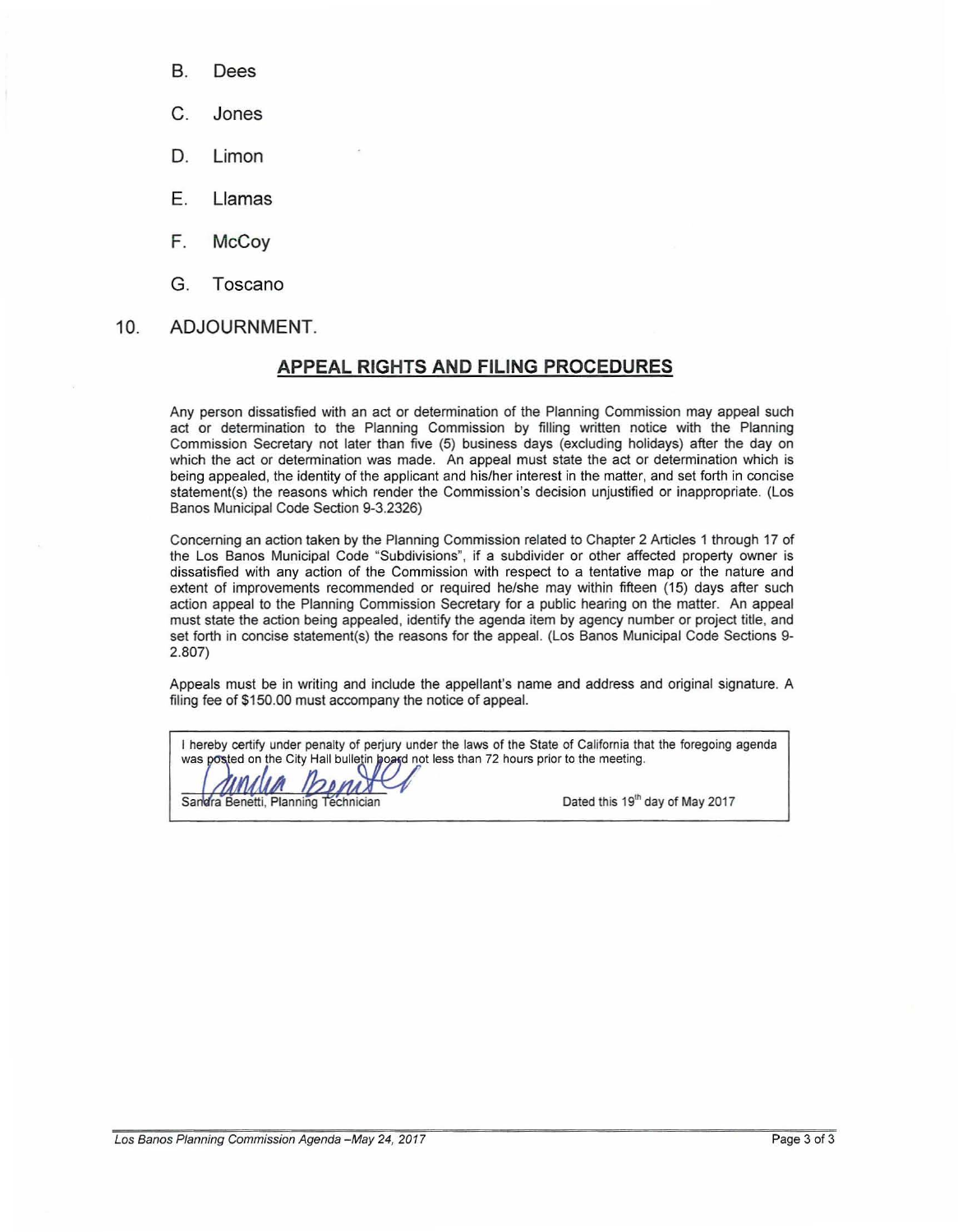B. Dees

C. Jones

D. Limon

E. Llamas

F. McCoy

G. Toscano

10. ADJOURNMENT.

## APPEAL RIGHTS AND FILING PROCEDURES

Any person dissatisfied with an act or determination of the Planning Commission may appeal such act or determination to the Planning Commission by filling written notice with the Planning Commission Secretary not later than five (5) business days (excluding holidays) after the day on which the act or determination was made. An appeal must state the act or determination which is being appealed, the identity of the applicant and his/her interest in the matter, and set forth in concise statement(s) the reasons which render the Commission's decision unjustified or inappropriate. (Los Banos Municipal Code Section 9-3.2326)

Concerning an action taken by the Planning Commission related to Chapter 2 Articles 1 through 17 of the Los Banos Municipal Code "Subdivisions", if a subdivider or other affected property owner is dissatisfied with any action of the Commission with respect to a tentative map or the nature and extent of improvements recommended or required he/she may within fifteen (15) days after such action appeal to the Planning Commission Secretary for a public hearing on the matter. An appeal must state the action being appealed, identify the agenda item by agency number or project title, and set forth in concise statement(s) the reasons for the appeal. (Los Banos Municipal Code Sections 9-2.807)

Appeals must be in writing and include the appellant's name and address and original signature. A filing fee of $150.00 must accompany the notice of appeal.

I hereby certify under penalty of perjury under the laws of the State of California that the foregoing agenda was posted on the City Hall bulletin board not less than 72 hours prior to the meeting.

Sandra Benetti, Planning Technician

Dated this 19th day of May 2017